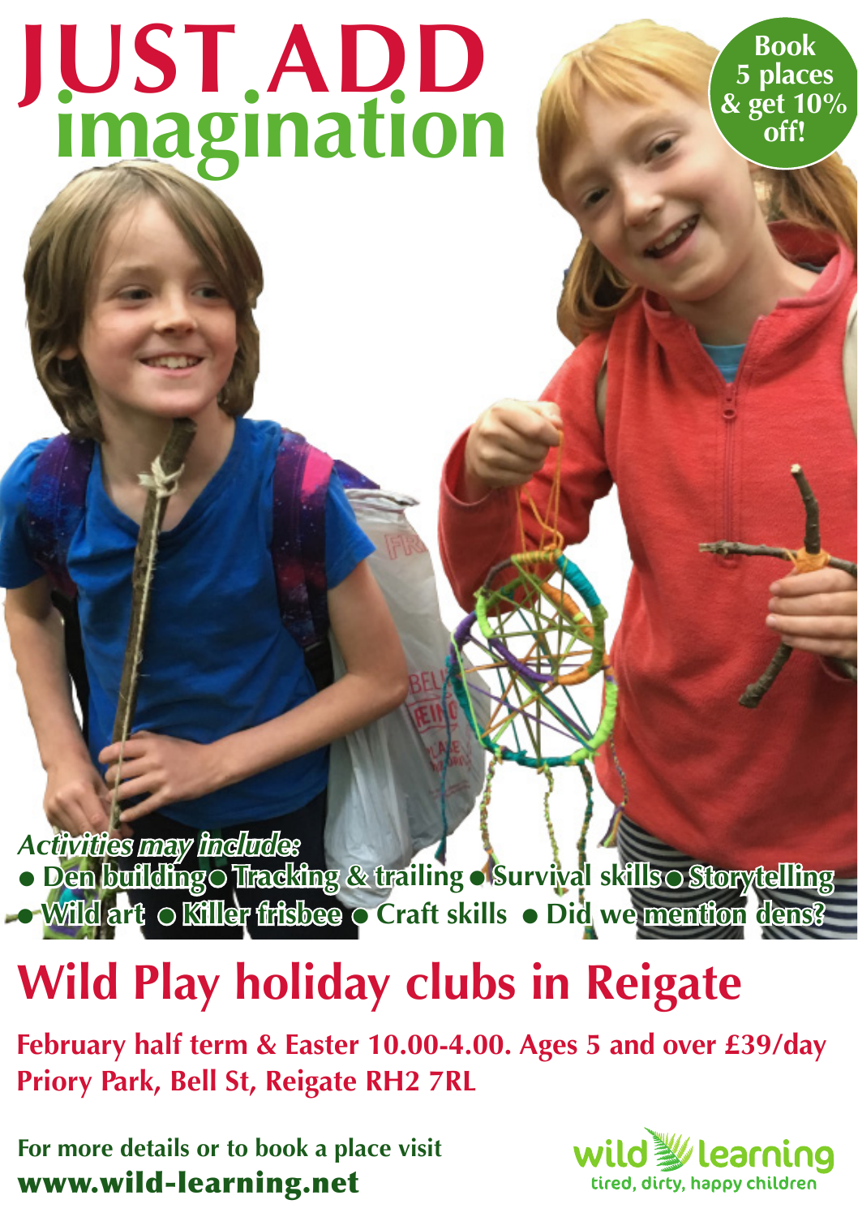# JUST ADD imagination

**Book 5 places & get 10% off!**

***Activities may include:***

- Den building
- Tracking & trailing
- Survival skills
- Storytelling
- Wild art
- Killer frisbee
- Craft skills
- Did we mention dens?

## Wild Play holiday clubs in Reigate

**February half term & Easter 10.00-4.00. Ages 5 and over £39/day**
**Priory Park, Bell St, Reigate RH2 7RL**

**For more details or to book a place visit**
**www.wild-learning.net**

wild learning
tired, dirty, happy children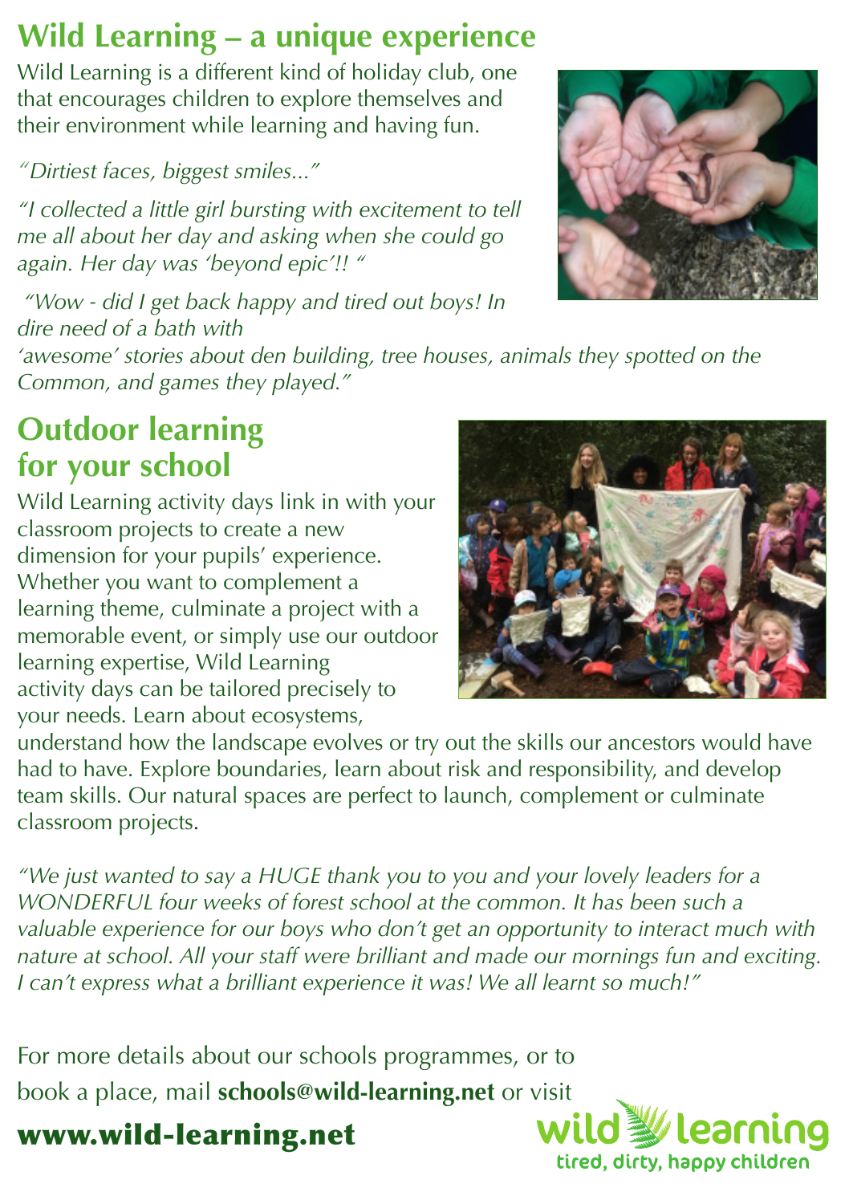## Wild Learning – a unique experience

Wild Learning is a different kind of holiday club, one that encourages children to explore themselves and their environment while learning and having fun.

*"Dirtiest faces, biggest smiles..."*

*"I collected a little girl bursting with excitement to tell me all about her day and asking when she could go again. Her day was 'beyond epic'!! "*

*"Wow - did I get back happy and tired out boys! In dire need of a bath with 'awesome' stories about den building, tree houses, animals they spotted on the Common, and games they played."*

## Outdoor learning for your school

Wild Learning activity days link in with your classroom projects to create a new dimension for your pupils' experience. Whether you want to complement a learning theme, culminate a project with a memorable event, or simply use our outdoor learning expertise, Wild Learning activity days can be tailored precisely to your needs. Learn about ecosystems, understand how the landscape evolves or try out the skills our ancestors would have had to have. Explore boundaries, learn about risk and responsibility, and develop team skills. Our natural spaces are perfect to launch, complement or culminate classroom projects.

*"We just wanted to say a HUGE thank you to you and your lovely leaders for a WONDERFUL four weeks of forest school at the common. It has been such a valuable experience for our boys who don't get an opportunity to interact much with nature at school. All your staff were brilliant and made our mornings fun and exciting. I can't express what a brilliant experience it was! We all learnt so much!"*

For more details about our schools programmes, or to book a place, mail **schools@wild-learning.net** or visit

**www.wild-learning.net**

wild learning
tired, dirty, happy children